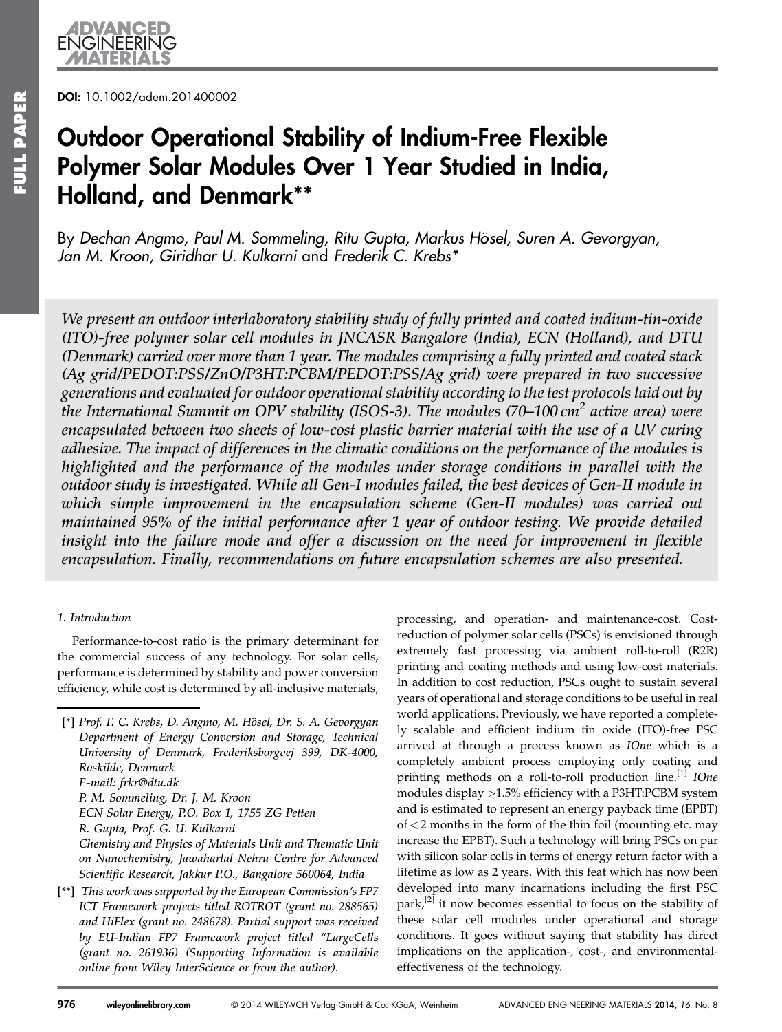DOI: 10.1002/adem.201400002

# Outdoor Operational Stability of Indium-Free Flexible Polymer Solar Modules Over 1 Year Studied in India, Holland, and Denmark**

By *Dechan Angmo, Paul M. Sommeling, Ritu Gupta, Markus Hösel, Suren A. Gevorgyan, Jan M. Kroon, Giridhar U. Kulkarni* and *Frederik C. Krebs**

*We present an outdoor interlaboratory stability study of fully printed and coated indium-tin-oxide (ITO)-free polymer solar cell modules in JNCASR Bangalore (India), ECN (Holland), and DTU (Denmark) carried over more than 1 year. The modules comprising a fully printed and coated stack (Ag grid/PEDOT:PSS/ZnO/P3HT:PCBM/PEDOT:PSS/Ag grid) were prepared in two successive generations and evaluated for outdoor operational stability according to the test protocols laid out by the International Summit on OPV stability (ISOS-3). The modules (70–100 $cm^2$ active area) were encapsulated between two sheets of low-cost plastic barrier material with the use of a UV curing adhesive. The impact of differences in the climatic conditions on the performance of the modules is highlighted and the performance of the modules under storage conditions in parallel with the outdoor study is investigated. While all Gen-I modules failed, the best devices of Gen-II module in which simple improvement in the encapsulation scheme (Gen-II modules) was carried out maintained 95% of the initial performance after 1 year of outdoor testing. We provide detailed insight into the failure mode and offer a discussion on the need for improvement in flexible encapsulation. Finally, recommendations on future encapsulation schemes are also presented.*

## 1. Introduction

Performance-to-cost ratio is the primary determinant for the commercial success of any technology. For solar cells, performance is determined by stability and power conversion efficiency, while cost is determined by all-inclusive materials, processing, and operation- and maintenance-cost. Cost-reduction of polymer solar cells (PSCs) is envisioned through extremely fast processing via ambient roll-to-roll (R2R) printing and coating methods and using low-cost materials. In addition to cost reduction, PSCs ought to sustain several years of operational and storage conditions to be useful in real world applications. Previously, we have reported a completely scalable and efficient indium tin oxide (ITO)-free PSC arrived at through a process known as *IOne* which is a completely ambient process employing only coating and printing methods on a roll-to-roll production line.[1] *IOne* modules display >1.5% efficiency with a P3HT:PCBM system and is estimated to represent an energy payback time (EPBT) of <2 months in the form of the thin foil (mounting etc. may increase the EPBT). Such a technology will bring PSCs on par with silicon solar cells in terms of energy return factor with a lifetime as low as 2 years. With this feat which has now been developed into many incarnations including the first PSC park,[2] it now becomes essential to focus on the stability of these solar cell modules under operational and storage conditions. It goes without saying that stability has direct implications on the application-, cost-, and environmental-effectiveness of the technology.

---

[*] *Prof. F. C. Krebs, D. Angmo, M. Hösel, Dr. S. A. Gevorgyan*
*Department of Energy Conversion and Storage, Technical University of Denmark, Frederiksborgvej 399, DK-4000, Roskilde, Denmark*
*E-mail: frkr@dtu.dk*
*P. M. Sommeling, Dr. J. M. Kroon*
*ECN Solar Energy, P.O. Box 1, 1755 ZG Petten*
*R. Gupta, Prof. G. U. Kulkarni*
*Chemistry and Physics of Materials Unit and Thematic Unit on Nanochemistry, Jawaharlal Nehru Centre for Advanced Scientific Research, Jakkur P.O., Bangalore 560064, India*

[**] *This work was supported by the European Commission's FP7 ICT Framework projects titled ROTROT (grant no. 288565) and HiFlex (grant no. 248678). Partial support was received by EU-Indian FP7 Framework project titled "LargeCells (grant no. 261936) (Supporting Information is available online from Wiley InterScience or from the author).*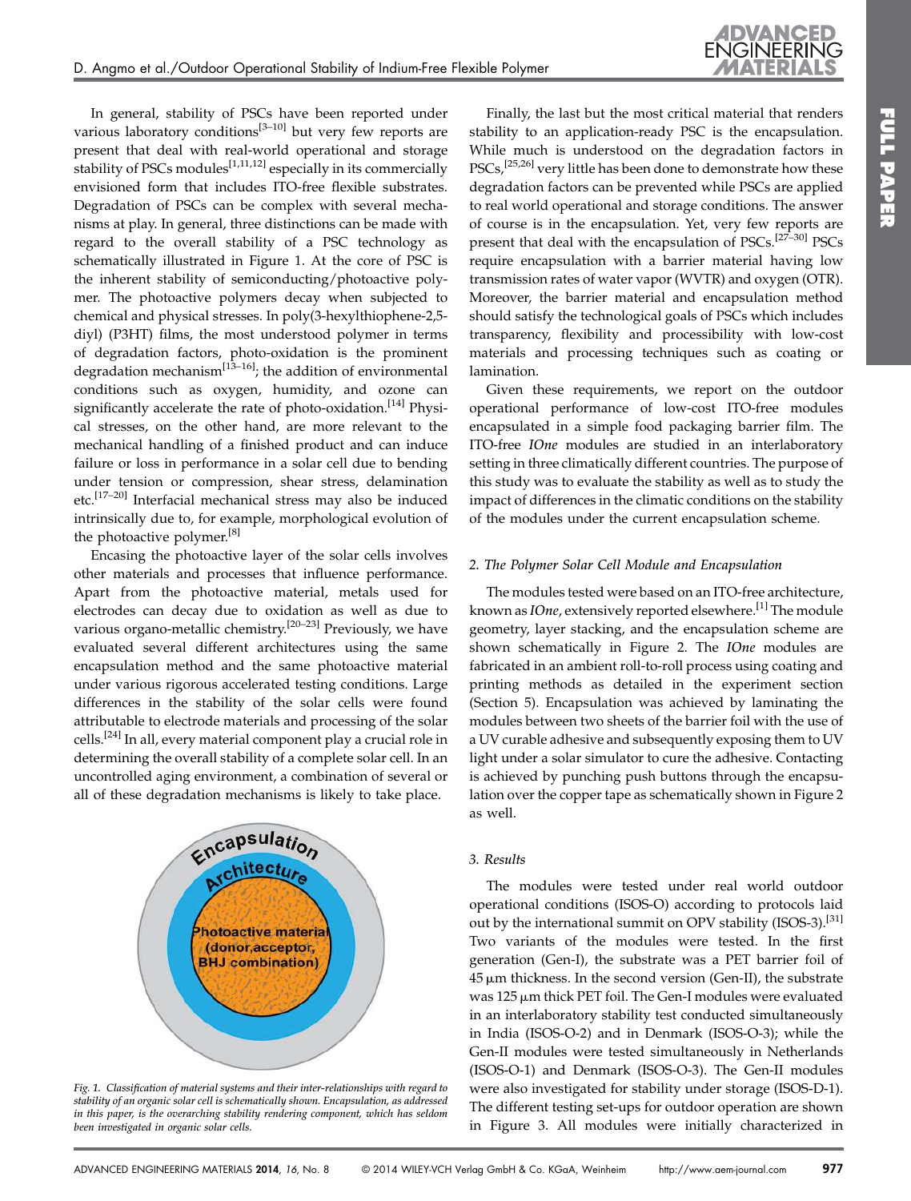In general, stability of PSCs have been reported under various laboratory conditions[3–10] but very few reports are present that deal with real-world operational and storage stability of PSCs modules[1,11,12] especially in its commercially envisioned form that includes ITO-free flexible substrates. Degradation of PSCs can be complex with several mechanisms at play. In general, three distinctions can be made with regard to the overall stability of a PSC technology as schematically illustrated in Figure 1. At the core of PSC is the inherent stability of semiconducting/photoactive polymer. The photoactive polymers decay when subjected to chemical and physical stresses. In poly(3-hexylthiophene-2,5-diyl) (P3HT) films, the most understood polymer in terms of degradation factors, photo-oxidation is the prominent degradation mechanism[13–16]; the addition of environmental conditions such as oxygen, humidity, and ozone can significantly accelerate the rate of photo-oxidation.[14] Physical stresses, on the other hand, are more relevant to the mechanical handling of a finished product and can induce failure or loss in performance in a solar cell due to bending under tension or compression, shear stress, delamination etc.[17–20] Interfacial mechanical stress may also be induced intrinsically due to, for example, morphological evolution of the photoactive polymer.[8]

Encasing the photoactive layer of the solar cells involves other materials and processes that influence performance. Apart from the photoactive material, metals used for electrodes can decay due to oxidation as well as due to various organo-metallic chemistry.[20–23] Previously, we have evaluated several different architectures using the same encapsulation method and the same photoactive material under various rigorous accelerated testing conditions. Large differences in the stability of the solar cells were found attributable to electrode materials and processing of the solar cells.[24] In all, every material component play a crucial role in determining the overall stability of a complete solar cell. In an uncontrolled aging environment, a combination of several or all of these degradation mechanisms is likely to take place.

*Fig. 1. Classification of material systems and their inter-relationships with regard to stability of an organic solar cell is schematically shown. Encapsulation, as addressed in this paper, is the overarching stability rendering component, which has seldom been investigated in organic solar cells.*

Finally, the last but the most critical material that renders stability to an application-ready PSC is the encapsulation. While much is understood on the degradation factors in PSCs,[25,26] very little has been done to demonstrate how these degradation factors can be prevented while PSCs are applied to real world operational and storage conditions. The answer of course is in the encapsulation. Yet, very few reports are present that deal with the encapsulation of PSCs.[27–30] PSCs require encapsulation with a barrier material having low transmission rates of water vapor (WVTR) and oxygen (OTR). Moreover, the barrier material and encapsulation method should satisfy the technological goals of PSCs which includes transparency, flexibility and processibility with low-cost materials and processing techniques such as coating or lamination.

Given these requirements, we report on the outdoor operational performance of low-cost ITO-free modules encapsulated in a simple food packaging barrier film. The ITO-free *IOne* modules are studied in an interlaboratory setting in three climatically different countries. The purpose of this study was to evaluate the stability as well as to study the impact of differences in the climatic conditions on the stability of the modules under the current encapsulation scheme.

## 2. The Polymer Solar Cell Module and Encapsulation

The modules tested were based on an ITO-free architecture, known as *IOne*, extensively reported elsewhere.[1] The module geometry, layer stacking, and the encapsulation scheme are shown schematically in Figure 2. The *IOne* modules are fabricated in an ambient roll-to-roll process using coating and printing methods as detailed in the experiment section (Section 5). Encapsulation was achieved by laminating the modules between two sheets of the barrier foil with the use of a UV curable adhesive and subsequently exposing them to UV light under a solar simulator to cure the adhesive. Contacting is achieved by punching push buttons through the encapsulation over the copper tape as schematically shown in Figure 2 as well.

## 3. Results

The modules were tested under real world outdoor operational conditions (ISOS-O) according to protocols laid out by the international summit on OPV stability (ISOS-3).[31] Two variants of the modules were tested. In the first generation (Gen-I), the substrate was a PET barrier foil of 45 μm thickness. In the second version (Gen-II), the substrate was 125 μm thick PET foil. The Gen-I modules were evaluated in an interlaboratory stability test conducted simultaneously in India (ISOS-O-2) and in Denmark (ISOS-O-3); while the Gen-II modules were tested simultaneously in Netherlands (ISOS-O-1) and Denmark (ISOS-O-3). The Gen-II modules were also investigated for stability under storage (ISOS-D-1). The different testing set-ups for outdoor operation are shown in Figure 3. All modules were initially characterized in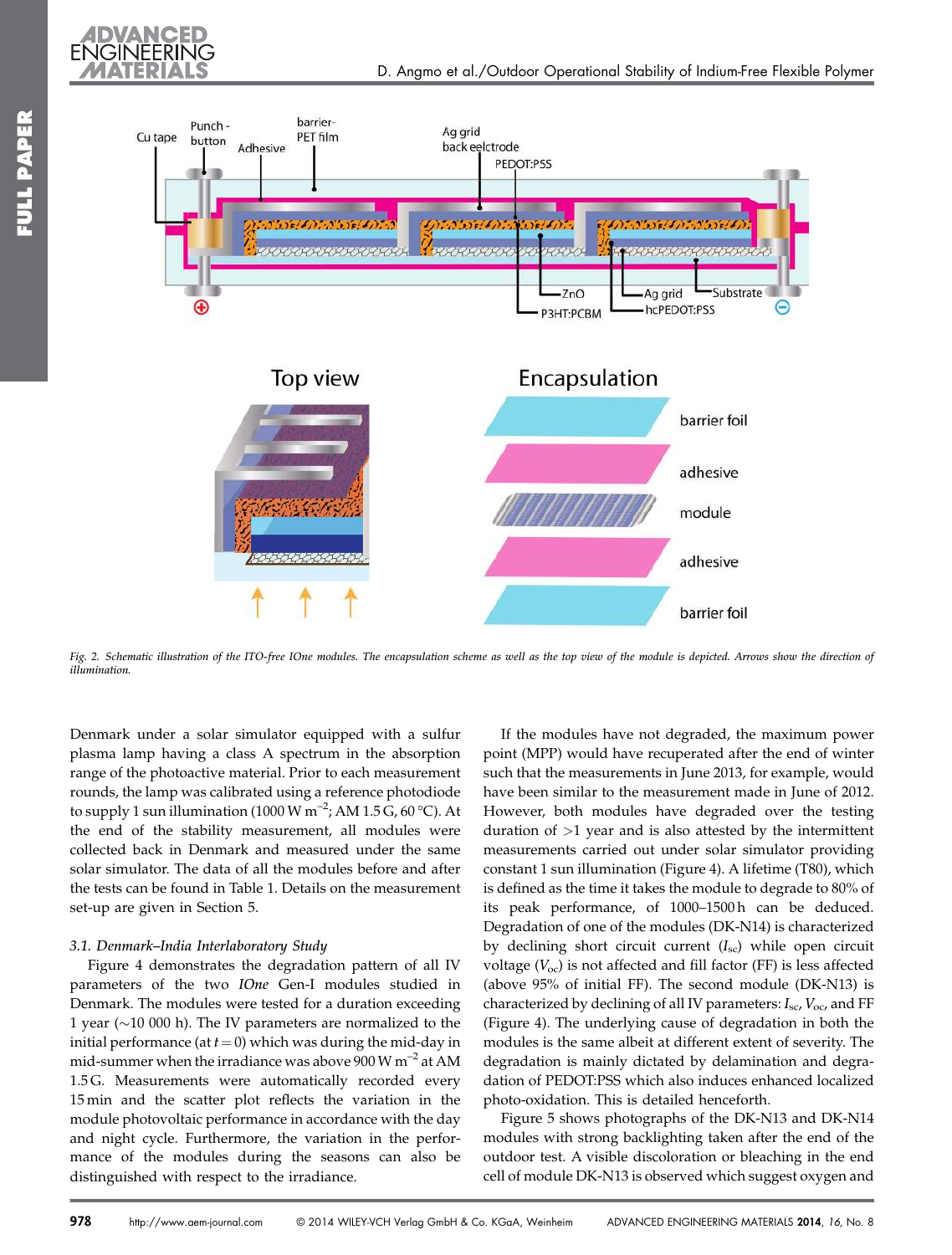Fig. 2. Schematic illustration of the ITO-free IOne modules. The encapsulation scheme as well as the top view of the module is depicted. Arrows show the direction of illumination.

Denmark under a solar simulator equipped with a sulfur plasma lamp having a class A spectrum in the absorption range of the photoactive material. Prior to each measurement rounds, the lamp was calibrated using a reference photodiode to supply 1 sun illumination (1000 W $m^{-2}$; AM 1.5 G, 60 °C). At the end of the stability measurement, all modules were collected back in Denmark and measured under the same solar simulator. The data of all the modules before and after the tests can be found in Table 1. Details on the measurement set-up are given in Section 5.

### 3.1. Denmark–India Interlaboratory Study

Figure 4 demonstrates the degradation pattern of all IV parameters of the two *IOne* Gen-I modules studied in Denmark. The modules were tested for a duration exceeding 1 year (~10 000 h). The IV parameters are normalized to the initial performance (at $t = 0$) which was during the mid-day in mid-summer when the irradiance was above 900 W $m^{-2}$ at AM 1.5 G. Measurements were automatically recorded every 15 min and the scatter plot reflects the variation in the module photovoltaic performance in accordance with the day and night cycle. Furthermore, the variation in the performance of the modules during the seasons can also be distinguished with respect to the irradiance.

If the modules have not degraded, the maximum power point (MPP) would have recuperated after the end of winter such that the measurements in June 2013, for example, would have been similar to the measurement made in June of 2012. However, both modules have degraded over the testing duration of >1 year and is also attested by the intermittent measurements carried out under solar simulator providing constant 1 sun illumination (Figure 4). A lifetime (T80), which is defined as the time it takes the module to degrade to 80% of its peak performance, of 1000–1500 h can be deduced. Degradation of one of the modules (DK-N14) is characterized by declining short circuit current ($I_{sc}$) while open circuit voltage ($V_{oc}$) is not affected and fill factor (FF) is less affected (above 95% of initial FF). The second module (DK-N13) is characterized by declining of all IV parameters: $I_{sc}$, $V_{oc}$, and FF (Figure 4). The underlying cause of degradation in both the modules is the same albeit at different extent of severity. The degradation is mainly dictated by delamination and degradation of PEDOT:PSS which also induces enhanced localized photo-oxidation. This is detailed henceforth.

Figure 5 shows photographs of the DK-N13 and DK-N14 modules with strong backlighting taken after the end of the outdoor test. A visible discoloration or bleaching in the end cell of module DK-N13 is observed which suggest oxygen and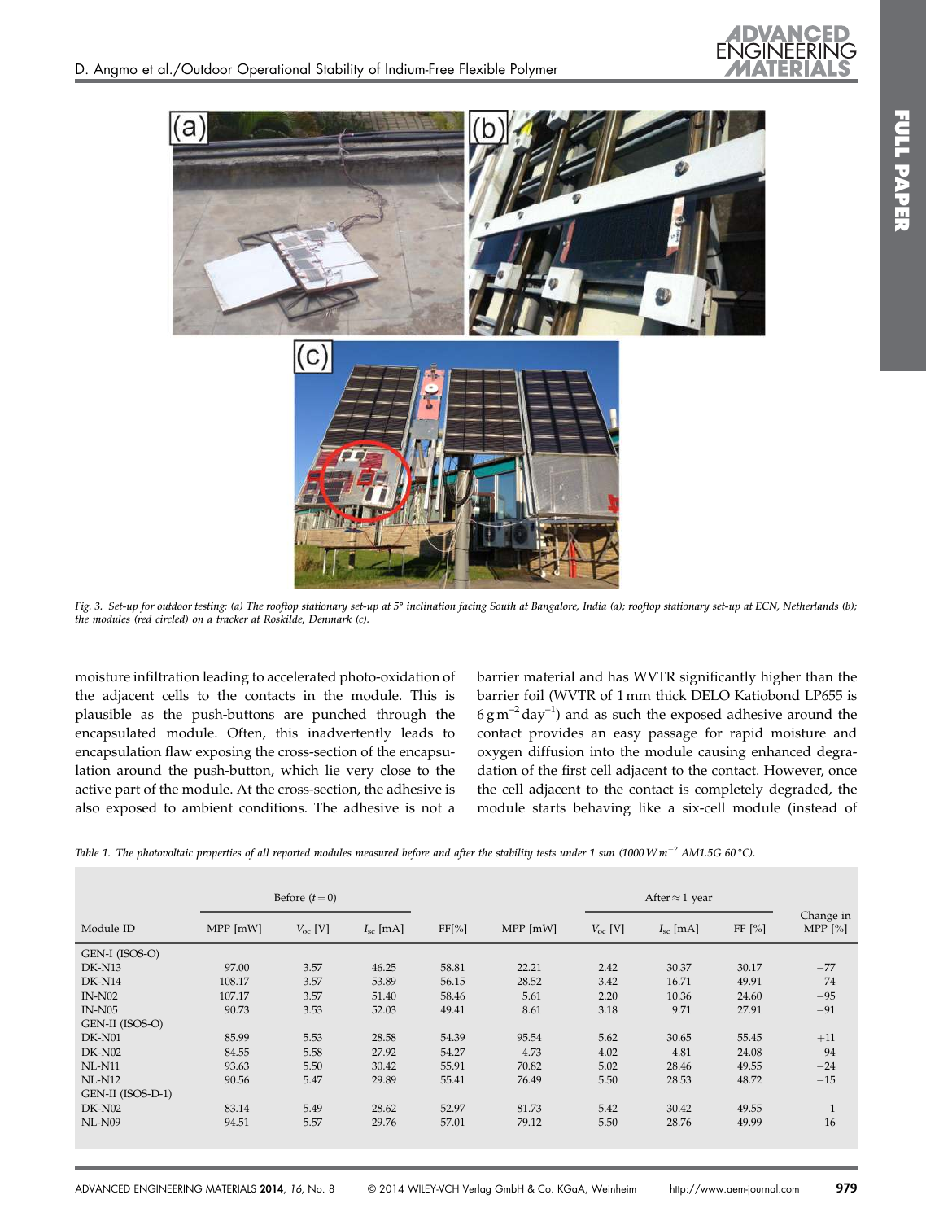Fig. 3. Set-up for outdoor testing: (a) The rooftop stationary set-up at 5° inclination facing South at Bangalore, India (a); rooftop stationary set-up at ECN, Netherlands (b); the modules (red circled) on a tracker at Roskilde, Denmark (c).

moisture infiltration leading to accelerated photo-oxidation of the adjacent cells to the contacts in the module. This is plausible as the push-buttons are punched through the encapsulated module. Often, this inadvertently leads to encapsulation flaw exposing the cross-section of the encapsulation around the push-button, which lie very close to the active part of the module. At the cross-section, the adhesive is also exposed to ambient conditions. The adhesive is not a barrier material and has WVTR significantly higher than the barrier foil (WVTR of 1 mm thick DELO Katiobond LP655 is $6\,g\,m^{-2}\,day^{-1}$) and as such the exposed adhesive around the contact provides an easy passage for rapid moisture and oxygen diffusion into the module causing enhanced degradation of the first cell adjacent to the contact. However, once the cell adjacent to the contact is completely degraded, the module starts behaving like a six-cell module (instead of

Table 1. The photovoltaic properties of all reported modules measured before and after the stability tests under 1 sun ($1000\,W\,m^{-2}$ AM1.5G 60 °C).

| Module ID | Before ($t = 0$) | | | | After ≈ 1 year | | | | Change in MPP [%] |
|---|---|---|---|---|---|---|---|---|---|
| | MPP [mW] | $V_{oc}$ [V] | $I_{sc}$ [mA] | FF[%] | MPP [mW] | $V_{oc}$ [V] | $I_{sc}$ [mA] | FF [%] | |
| GEN-I (ISOS-O) | | | | | | | | | |
| DK-N13 | 97.00 | 3.57 | 46.25 | 58.81 | 22.21 | 2.42 | 30.37 | 30.17 | −77 |
| DK-N14 | 108.17 | 3.57 | 53.89 | 56.15 | 28.52 | 3.42 | 16.71 | 49.91 | −74 |
| IN-N02 | 107.17 | 3.57 | 51.40 | 58.46 | 5.61 | 2.20 | 10.36 | 24.60 | −95 |
| IN-N05 | 90.73 | 3.53 | 52.03 | 49.41 | 8.61 | 3.18 | 9.71 | 27.91 | −91 |
| GEN-II (ISOS-O) | | | | | | | | | |
| DK-N01 | 85.99 | 5.53 | 28.58 | 54.39 | 95.54 | 5.62 | 30.65 | 55.45 | +11 |
| DK-N02 | 84.55 | 5.58 | 27.92 | 54.27 | 4.73 | 4.02 | 4.81 | 24.08 | −94 |
| NL-N11 | 93.63 | 5.50 | 30.42 | 55.91 | 70.82 | 5.02 | 28.46 | 49.55 | −24 |
| NL-N12 | 90.56 | 5.47 | 29.89 | 55.41 | 76.49 | 5.50 | 28.53 | 48.72 | −15 |
| GEN-II (ISOS-D-1) | | | | | | | | | |
| DK-N02 | 83.14 | 5.49 | 28.62 | 52.97 | 81.73 | 5.42 | 30.42 | 49.55 | −1 |
| NL-N09 | 94.51 | 5.57 | 29.76 | 57.01 | 79.12 | 5.50 | 28.76 | 49.99 | −16 |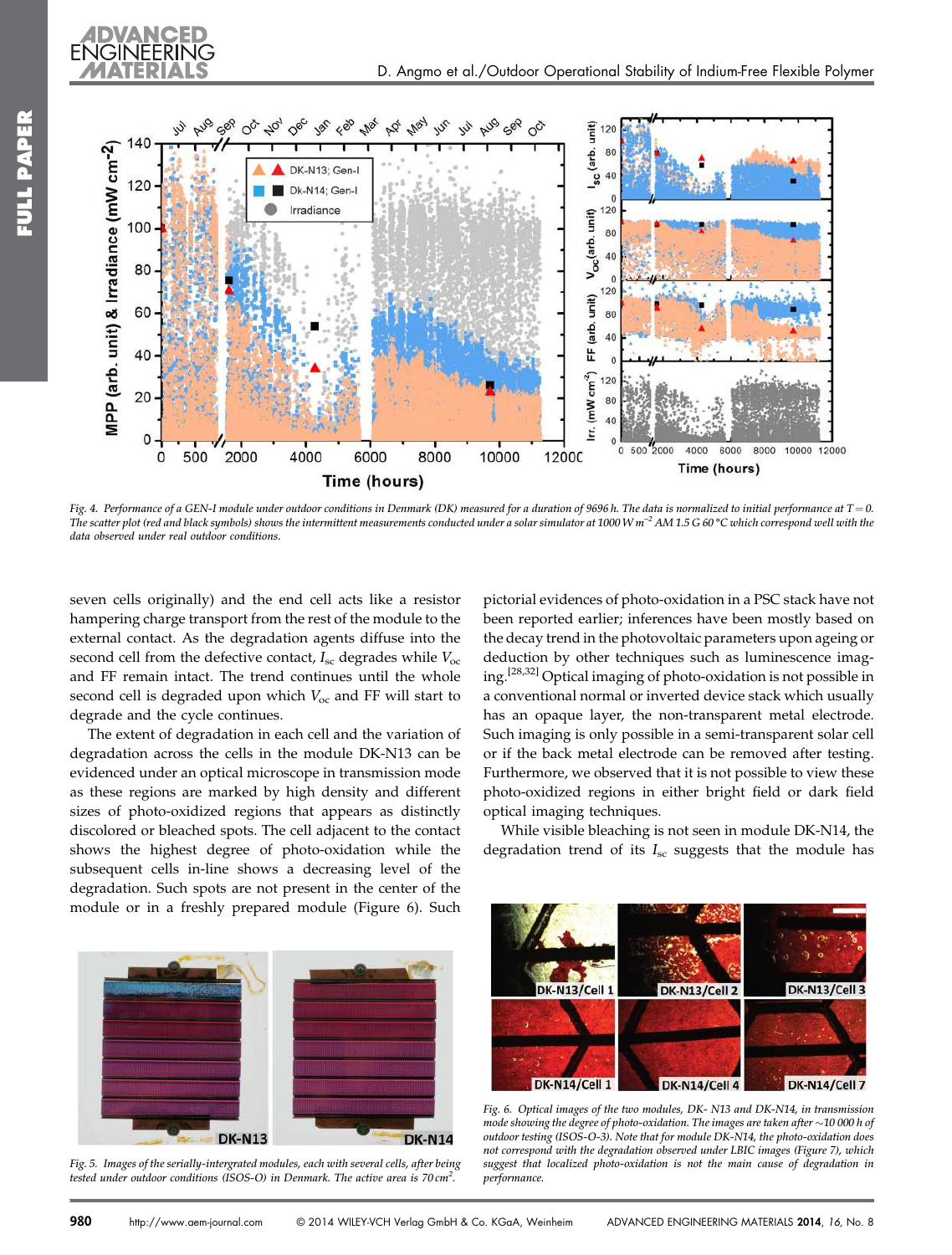Fig. 4. Performance of a GEN-I module under outdoor conditions in Denmark (DK) measured for a duration of 9696 h. The data is normalized to initial performance at $T = 0$. The scatter plot (red and black symbols) shows the intermittent measurements conducted under a solar simulator at 1000 W m$^{-2}$ AM 1.5 G 60 °C which correspond well with the data observed under real outdoor conditions.

seven cells originally) and the end cell acts like a resistor hampering charge transport from the rest of the module to the external contact. As the degradation agents diffuse into the second cell from the defective contact, $I_{sc}$ degrades while $V_{oc}$ and FF remain intact. The trend continues until the whole second cell is degraded upon which $V_{oc}$ and FF will start to degrade and the cycle continues.

The extent of degradation in each cell and the variation of degradation across the cells in the module DK-N13 can be evidenced under an optical microscope in transmission mode as these regions are marked by high density and different sizes of photo-oxidized regions that appears as distinctly discolored or bleached spots. The cell adjacent to the contact shows the highest degree of photo-oxidation while the subsequent cells in-line shows a decreasing level of the degradation. Such spots are not present in the center of the module or in a freshly prepared module (Figure 6). Such pictorial evidences of photo-oxidation in a PSC stack have not been reported earlier; inferences have been mostly based on the decay trend in the photovoltaic parameters upon ageing or deduction by other techniques such as luminescence imaging.[28,32] Optical imaging of photo-oxidation is not possible in a conventional normal or inverted device stack which usually has an opaque layer, the non-transparent metal electrode. Such imaging is only possible in a semi-transparent solar cell or if the back metal electrode can be removed after testing. Furthermore, we observed that it is not possible to view these photo-oxidized regions in either bright field or dark field optical imaging techniques.

While visible bleaching is not seen in module DK-N14, the degradation trend of its $I_{sc}$ suggests that the module has

Fig. 5. Images of the serially-intergrated modules, each with several cells, after being tested under outdoor conditions (ISOS-O) in Denmark. The active area is 70 cm$^2$.

Fig. 6. Optical images of the two modules, DK- N13 and DK-N14, in transmission mode showing the degree of photo-oxidation. The images are taken after ~10 000 h of outdoor testing (ISOS-O-3). Note that for module DK-N14, the photo-oxidation does not correspond with the degradation observed under LBIC images (Figure 7), which suggest that localized photo-oxidation is not the main cause of degradation in performance.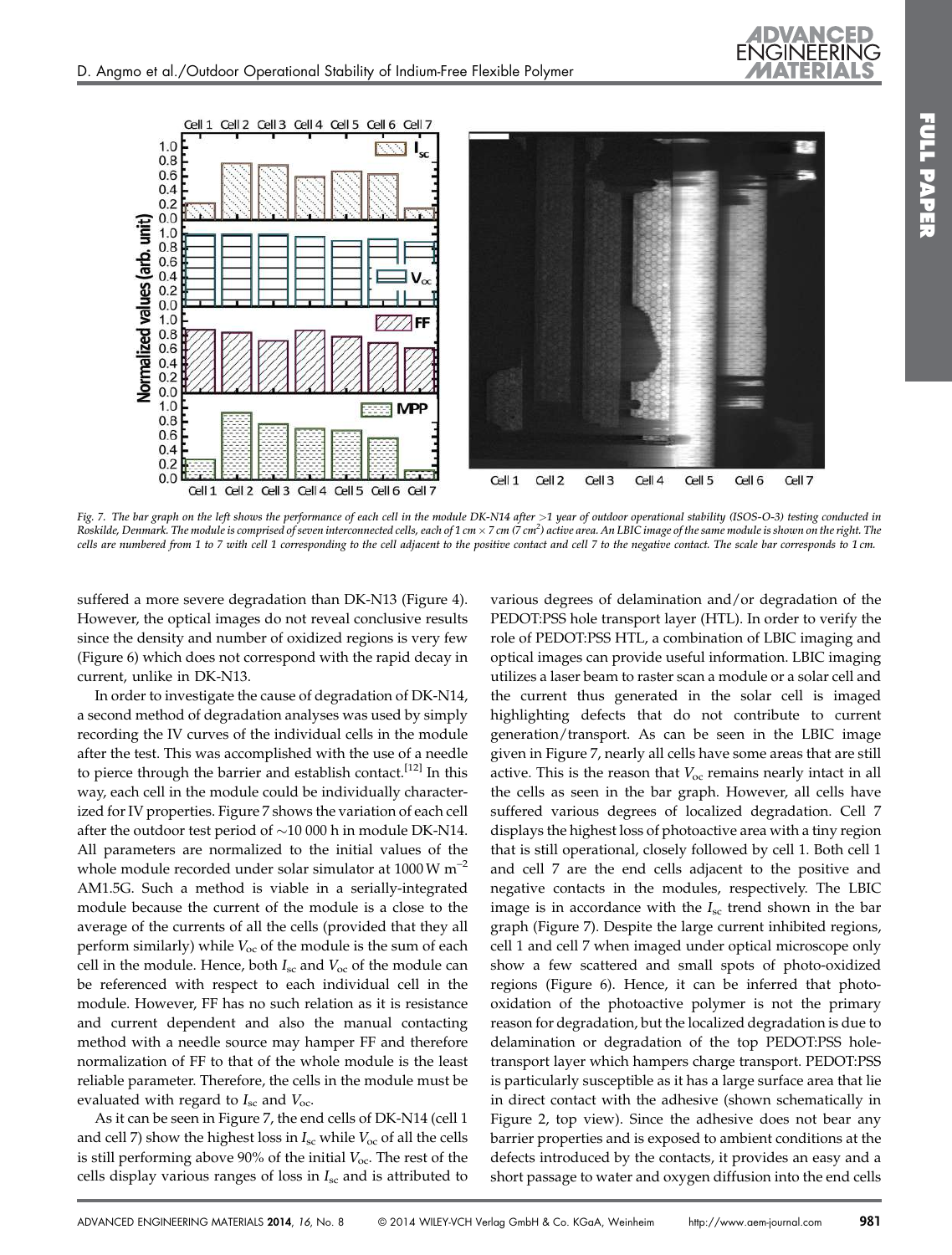*Fig. 7. The bar graph on the left shows the performance of each cell in the module DK-N14 after >1 year of outdoor operational stability (ISOS-O-3) testing conducted in Roskilde, Denmark. The module is comprised of seven interconnected cells, each of 1 cm × 7 cm (7 cm²) active area. An LBIC image of the same module is shown on the right. The cells are numbered from 1 to 7 with cell 1 corresponding to the cell adjacent to the positive contact and cell 7 to the negative contact. The scale bar corresponds to 1 cm.*

suffered a more severe degradation than DK-N13 (Figure 4). However, the optical images do not reveal conclusive results since the density and number of oxidized regions is very few (Figure 6) which does not correspond with the rapid decay in current, unlike in DK-N13.

In order to investigate the cause of degradation of DK-N14, a second method of degradation analyses was used by simply recording the IV curves of the individual cells in the module after the test. This was accomplished with the use of a needle to pierce through the barrier and establish contact.[12] In this way, each cell in the module could be individually characterized for IV properties. Figure 7 shows the variation of each cell after the outdoor test period of ~10 000 h in module DK-N14. All parameters are normalized to the initial values of the whole module recorded under solar simulator at 1000 W m$^{-2}$ AM1.5G. Such a method is viable in a serially-integrated module because the current of the module is a close to the average of the currents of all the cells (provided that they all perform similarly) while $V_{oc}$ of the module is the sum of each cell in the module. Hence, both $I_{sc}$ and $V_{oc}$ of the module can be referenced with respect to each individual cell in the module. However, FF has no such relation as it is resistance and current dependent and also the manual contacting method with a needle source may hamper FF and therefore normalization of FF to that of the whole module is the least reliable parameter. Therefore, the cells in the module must be evaluated with regard to $I_{sc}$ and $V_{oc}$.

As it can be seen in Figure 7, the end cells of DK-N14 (cell 1 and cell 7) show the highest loss in $I_{sc}$ while $V_{oc}$ of all the cells is still performing above 90% of the initial $V_{oc}$. The rest of the cells display various ranges of loss in $I_{sc}$ and is attributed to various degrees of delamination and/or degradation of the PEDOT:PSS hole transport layer (HTL). In order to verify the role of PEDOT:PSS HTL, a combination of LBIC imaging and optical images can provide useful information. LBIC imaging utilizes a laser beam to raster scan a module or a solar cell and the current thus generated in the solar cell is imaged highlighting defects that do not contribute to current generation/transport. As can be seen in the LBIC image given in Figure 7, nearly all cells have some areas that are still active. This is the reason that $V_{oc}$ remains nearly intact in all the cells as seen in the bar graph. However, all cells have suffered various degrees of localized degradation. Cell 7 displays the highest loss of photoactive area with a tiny region that is still operational, closely followed by cell 1. Both cell 1 and cell 7 are the end cells adjacent to the positive and negative contacts in the modules, respectively. The LBIC image is in accordance with the $I_{sc}$ trend shown in the bar graph (Figure 7). Despite the large current inhibited regions, cell 1 and cell 7 when imaged under optical microscope only show a few scattered and small spots of photo-oxidized regions (Figure 6). Hence, it can be inferred that photo-oxidation of the photoactive polymer is not the primary reason for degradation, but the localized degradation is due to delamination or degradation of the top PEDOT:PSS hole-transport layer which hampers charge transport. PEDOT:PSS is particularly susceptible as it has a large surface area that lie in direct contact with the adhesive (shown schematically in Figure 2, top view). Since the adhesive does not bear any barrier properties and is exposed to ambient conditions at the defects introduced by the contacts, it provides an easy and a short passage to water and oxygen diffusion into the end cells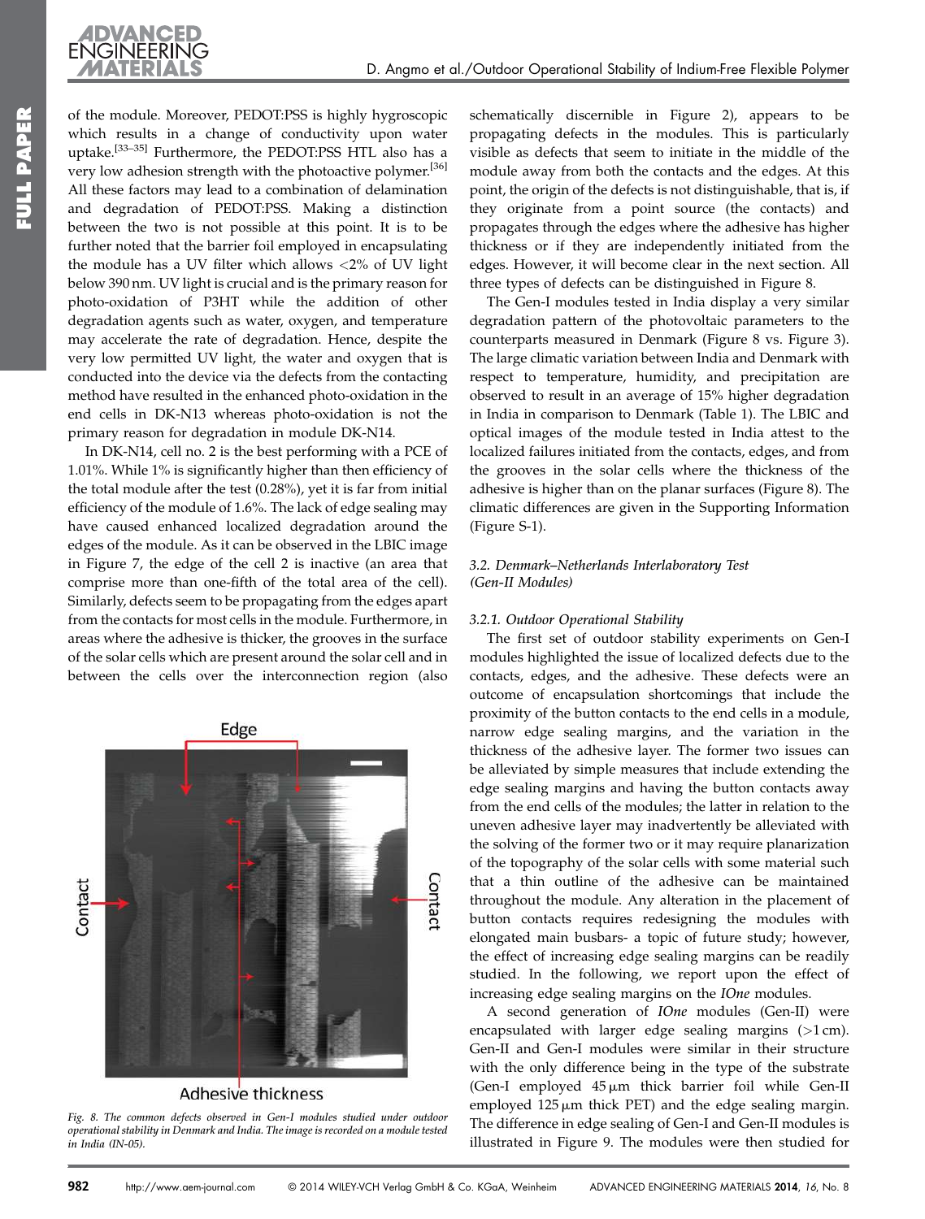of the module. Moreover, PEDOT:PSS is highly hygroscopic which results in a change of conductivity upon water uptake.[33–35] Furthermore, the PEDOT:PSS HTL also has a very low adhesion strength with the photoactive polymer.[36] All these factors may lead to a combination of delamination and degradation of PEDOT:PSS. Making a distinction between the two is not possible at this point. It is to be further noted that the barrier foil employed in encapsulating the module has a UV filter which allows <2% of UV light below 390 nm. UV light is crucial and is the primary reason for photo-oxidation of P3HT while the addition of other degradation agents such as water, oxygen, and temperature may accelerate the rate of degradation. Hence, despite the very low permitted UV light, the water and oxygen that is conducted into the device via the defects from the contacting method have resulted in the enhanced photo-oxidation in the end cells in DK-N13 whereas photo-oxidation is not the primary reason for degradation in module DK-N14.

In DK-N14, cell no. 2 is the best performing with a PCE of 1.01%. While 1% is significantly higher than then efficiency of the total module after the test (0.28%), yet it is far from initial efficiency of the module of 1.6%. The lack of edge sealing may have caused enhanced localized degradation around the edges of the module. As it can be observed in the LBIC image in Figure 7, the edge of the cell 2 is inactive (an area that comprise more than one-fifth of the total area of the cell). Similarly, defects seem to be propagating from the edges apart from the contacts for most cells in the module. Furthermore, in areas where the adhesive is thicker, the grooves in the surface of the solar cells which are present around the solar cell and in between the cells over the interconnection region (also schematically discernible in Figure 2), appears to be propagating defects in the modules. This is particularly visible as defects that seem to initiate in the middle of the module away from both the contacts and the edges. At this point, the origin of the defects is not distinguishable, that is, if they originate from a point source (the contacts) and propagates through the edges where the adhesive has higher thickness or if they are independently initiated from the edges. However, it will become clear in the next section. All three types of defects can be distinguished in Figure 8.

Fig. 8. The common defects observed in Gen-I modules studied under outdoor operational stability in Denmark and India. The image is recorded on a module tested in India (IN-05).

The Gen-I modules tested in India display a very similar degradation pattern of the photovoltaic parameters to the counterparts measured in Denmark (Figure 8 vs. Figure 3). The large climatic variation between India and Denmark with respect to temperature, humidity, and precipitation are observed to result in an average of 15% higher degradation in India in comparison to Denmark (Table 1). The LBIC and optical images of the module tested in India attest to the localized failures initiated from the contacts, edges, and from the grooves in the solar cells where the thickness of the adhesive is higher than on the planar surfaces (Figure 8). The climatic differences are given in the Supporting Information (Figure S-1).

### *3.2. Denmark–Netherlands Interlaboratory Test (Gen-II Modules)*

#### *3.2.1. Outdoor Operational Stability*

The first set of outdoor stability experiments on Gen-I modules highlighted the issue of localized defects due to the contacts, edges, and the adhesive. These defects were an outcome of encapsulation shortcomings that include the proximity of the button contacts to the end cells in a module, narrow edge sealing margins, and the variation in the thickness of the adhesive layer. The former two issues can be alleviated by simple measures that include extending the edge sealing margins and having the button contacts away from the end cells of the modules; the latter in relation to the uneven adhesive layer may inadvertently be alleviated with the solving of the former two or it may require planarization of the topography of the solar cells with some material such that a thin outline of the adhesive can be maintained throughout the module. Any alteration in the placement of button contacts requires redesigning the modules with elongated main busbars- a topic of future study; however, the effect of increasing edge sealing margins can be readily studied. In the following, we report upon the effect of increasing edge sealing margins on the *IOne* modules.

A second generation of *IOne* modules (Gen-II) were encapsulated with larger edge sealing margins (>1 cm). Gen-II and Gen-I modules were similar in their structure with the only difference being in the type of the substrate (Gen-I employed 45 μm thick barrier foil while Gen-II employed 125 μm thick PET) and the edge sealing margin. The difference in edge sealing of Gen-I and Gen-II modules is illustrated in Figure 9. The modules were then studied for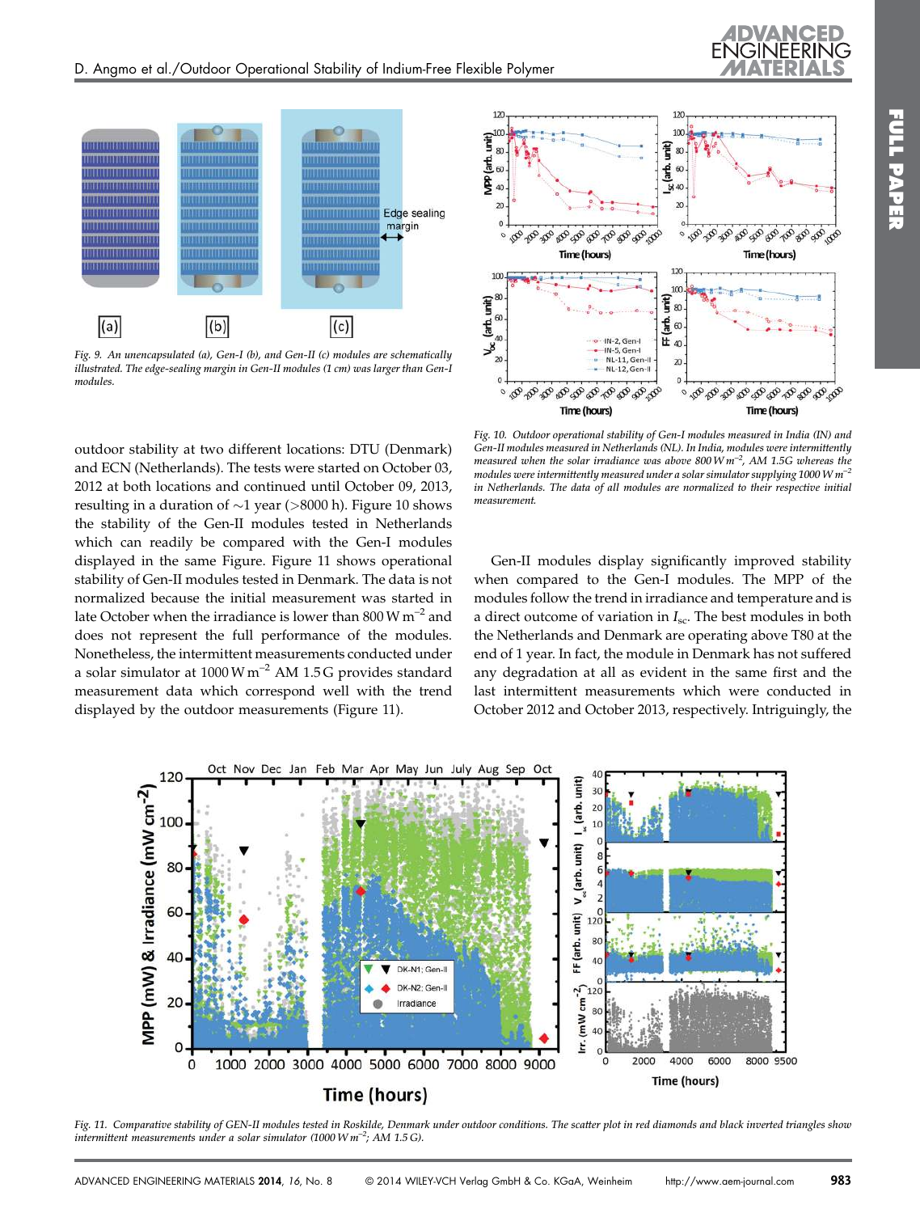Fig. 9. An unencapsulated (a), Gen-I (b), and Gen-II (c) modules are schematically illustrated. The edge-sealing margin in Gen-II modules (1 cm) was larger than Gen-I modules.

Fig. 10. Outdoor operational stability of Gen-I modules measured in India (IN) and Gen-II modules measured in Netherlands (NL). In India, modules were intermittently measured when the solar irradiance was above 800 W $m^{-2}$, AM 1.5G whereas the modules were intermittently measured under a solar simulator supplying 1000 W $m^{-2}$ in Netherlands. The data of all modules are normalized to their respective initial measurement.

outdoor stability at two different locations: DTU (Denmark) and ECN (Netherlands). The tests were started on October 03, 2012 at both locations and continued until October 09, 2013, resulting in a duration of ~1 year (>8000 h). Figure 10 shows the stability of the Gen-II modules tested in Netherlands which can readily be compared with the Gen-I modules displayed in the same Figure. Figure 11 shows operational stability of Gen-II modules tested in Denmark. The data is not normalized because the initial measurement was started in late October when the irradiance is lower than 800 W $m^{-2}$ and does not represent the full performance of the modules. Nonetheless, the intermittent measurements conducted under a solar simulator at 1000 W $m^{-2}$ AM 1.5 G provides standard measurement data which correspond well with the trend displayed by the outdoor measurements (Figure 11).

Gen-II modules display significantly improved stability when compared to the Gen-I modules. The MPP of the modules follow the trend in irradiance and temperature and is a direct outcome of variation in $I_{sc}$. The best modules in both the Netherlands and Denmark are operating above T80 at the end of 1 year. In fact, the module in Denmark has not suffered any degradation at all as evident in the same first and the last intermittent measurements which were conducted in October 2012 and October 2013, respectively. Intriguingly, the

Fig. 11. Comparative stability of GEN-II modules tested in Roskilde, Denmark under outdoor conditions. The scatter plot in red diamonds and black inverted triangles show intermittent measurements under a solar simulator (1000 W $m^{-2}$; AM 1.5 G).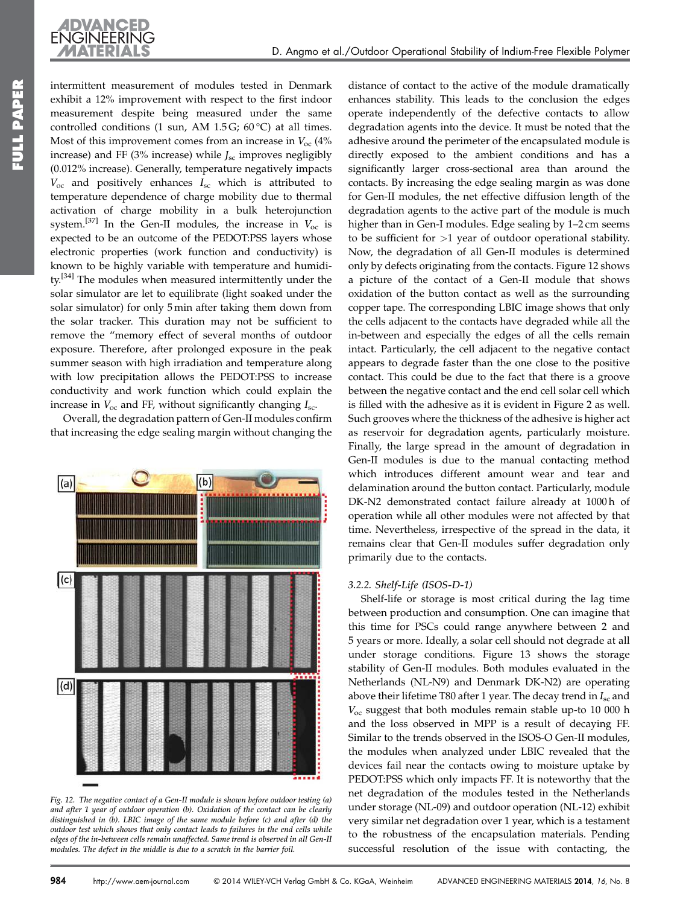intermittent measurement of modules tested in Denmark exhibit a 12% improvement with respect to the first indoor measurement despite being measured under the same controlled conditions (1 sun, AM 1.5 G; 60 °C) at all times. Most of this improvement comes from an increase in $V_{oc}$ (4% increase) and FF (3% increase) while $J_{sc}$ improves negligibly (0.012% increase). Generally, temperature negatively impacts $V_{oc}$ and positively enhances $I_{sc}$ which is attributed to temperature dependence of charge mobility due to thermal activation of charge mobility in a bulk heterojunction system.[37] In the Gen-II modules, the increase in $V_{oc}$ is expected to be an outcome of the PEDOT:PSS layers whose electronic properties (work function and conductivity) is known to be highly variable with temperature and humidity.[34] The modules when measured intermittently under the solar simulator are let to equilibrate (light soaked under the solar simulator) for only 5 min after taking them down from the solar tracker. This duration may not be sufficient to remove the "memory effect of several months of outdoor exposure. Therefore, after prolonged exposure in the peak summer season with high irradiation and temperature along with low precipitation allows the PEDOT:PSS to increase conductivity and work function which could explain the increase in $V_{oc}$ and FF, without significantly changing $I_{sc}$.

Overall, the degradation pattern of Gen-II modules confirm that increasing the edge sealing margin without changing the distance of contact to the active of the module dramatically enhances stability. This leads to the conclusion the edges operate independently of the defective contacts to allow degradation agents into the device. It must be noted that the adhesive around the perimeter of the encapsulated module is directly exposed to the ambient conditions and has a significantly larger cross-sectional area than around the contacts. By increasing the edge sealing margin as was done for Gen-II modules, the net effective diffusion length of the degradation agents to the active part of the module is much higher than in Gen-I modules. Edge sealing by 1–2 cm seems to be sufficient for >1 year of outdoor operational stability. Now, the degradation of all Gen-II modules is determined only by defects originating from the contacts. Figure 12 shows a picture of the contact of a Gen-II module that shows oxidation of the button contact as well as the surrounding copper tape. The corresponding LBIC image shows that only the cells adjacent to the contacts have degraded while all the in-between and especially the edges of all the cells remain intact. Particularly, the cell adjacent to the negative contact appears to degrade faster than the one close to the positive contact. This could be due to the fact that there is a groove between the negative contact and the end cell solar cell which is filled with the adhesive as it is evident in Figure 2 as well. Such grooves where the thickness of the adhesive is higher act as reservoir for degradation agents, particularly moisture. Finally, the large spread in the amount of degradation in Gen-II modules is due to the manual contacting method which introduces different amount wear and tear and delamination around the button contact. Particularly, module DK-N2 demonstrated contact failure already at 1000 h of operation while all other modules were not affected by that time. Nevertheless, irrespective of the spread in the data, it remains clear that Gen-II modules suffer degradation only primarily due to the contacts.

*Fig. 12. The negative contact of a Gen-II module is shown before outdoor testing (a) and after 1 year of outdoor operation (b). Oxidation of the contact can be clearly distinguished in (b). LBIC image of the same module before (c) and after (d) the outdoor test which shows that only contact leads to failures in the end cells while edges of the in-between cells remain unaffected. Same trend is observed in all Gen-II modules. The defect in the middle is due to a scratch in the barrier foil.*

#### 3.2.2. Shelf-Life (ISOS-D-1)

Shelf-life or storage is most critical during the lag time between production and consumption. One can imagine that this time for PSCs could range anywhere between 2 and 5 years or more. Ideally, a solar cell should not degrade at all under storage conditions. Figure 13 shows the storage stability of Gen-II modules. Both modules evaluated in the Netherlands (NL-N9) and Denmark DK-N2) are operating above their lifetime T80 after 1 year. The decay trend in $I_{sc}$ and $V_{oc}$ suggest that both modules remain stable up-to 10 000 h and the loss observed in MPP is a result of decaying FF. Similar to the trends observed in the ISOS-O Gen-II modules, the modules when analyzed under LBIC revealed that the devices fail near the contacts owing to moisture uptake by PEDOT:PSS which only impacts FF. It is noteworthy that the net degradation of the modules tested in the Netherlands under storage (NL-09) and outdoor operation (NL-12) exhibit very similar net degradation over 1 year, which is a testament to the robustness of the encapsulation materials. Pending successful resolution of the issue with contacting, the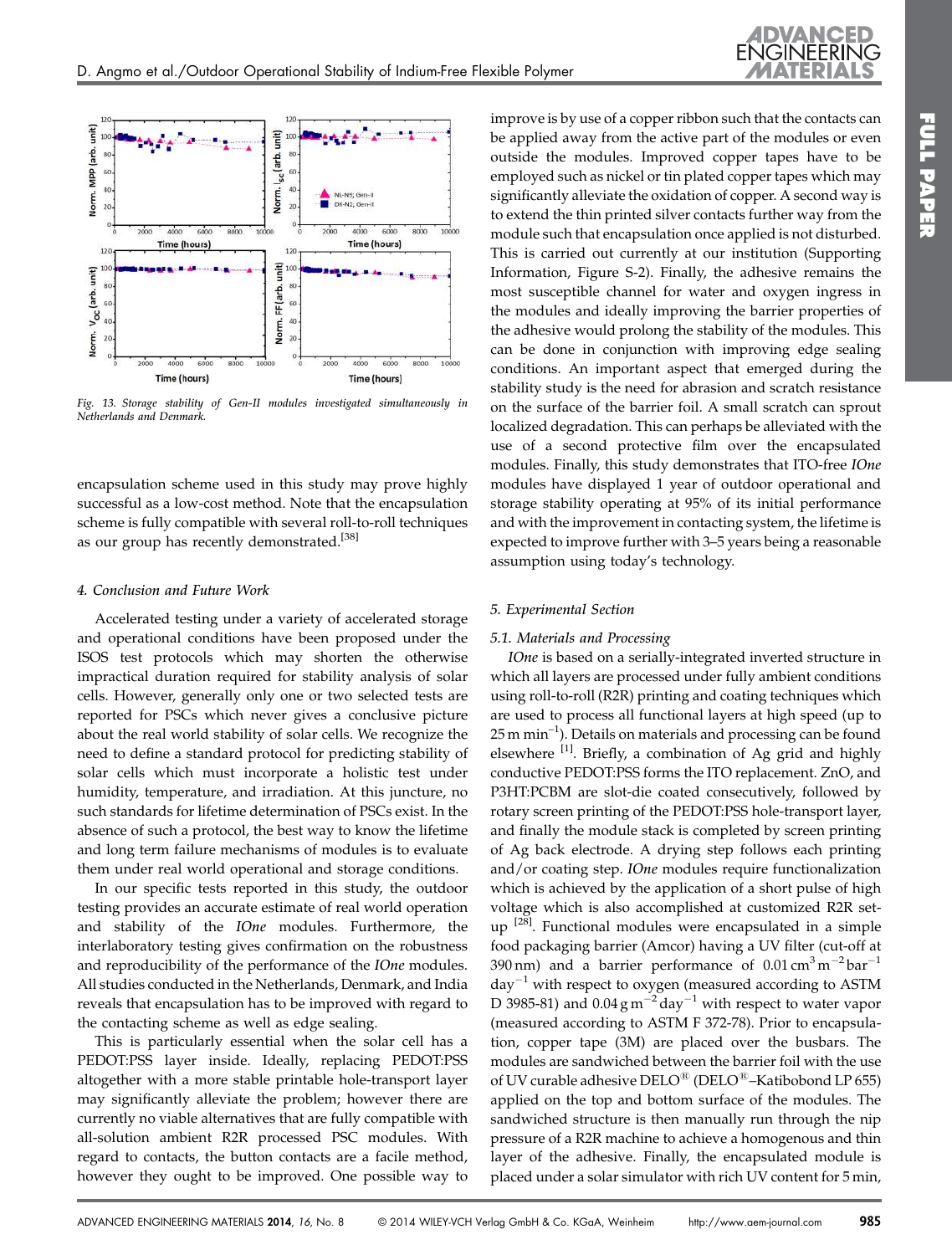120
100
80
60
40
20
0
Norm. MPP (arb. unit)
0 2000 4000 6000 8000 10000
Time (hours)

120
100
80
60
40
20
0
Norm. $I_{SC}$ (arb. unit)
NL-N5; Gen-II
DK-N2; Gen-II
0 2000 4000 6000 8000 10000
Time (hours)

120
100
80
60
40
20
0
Norm. $V_{OC}$ (arb. unit)
0 2000 4000 6000 8000 10000
Time (hours)

120
100
80
60
40
20
0
Norm. FF (arb. unit)
0 2000 4000 6000 8000 10000
Time (hours)

*Fig. 13. Storage stability of Gen-II modules investigated simultaneously in Netherlands and Denmark.*

encapsulation scheme used in this study may prove highly successful as a low-cost method. Note that the encapsulation scheme is fully compatible with several roll-to-roll techniques as our group has recently demonstrated.[38]

### 4. Conclusion and Future Work

Accelerated testing under a variety of accelerated storage and operational conditions have been proposed under the ISOS test protocols which may shorten the otherwise impractical duration required for stability analysis of solar cells. However, generally only one or two selected tests are reported for PSCs which never gives a conclusive picture about the real world stability of solar cells. We recognize the need to define a standard protocol for predicting stability of solar cells which must incorporate a holistic test under humidity, temperature, and irradiation. At this juncture, no such standards for lifetime determination of PSCs exist. In the absence of such a protocol, the best way to know the lifetime and long term failure mechanisms of modules is to evaluate them under real world operational and storage conditions.

In our specific tests reported in this study, the outdoor testing provides an accurate estimate of real world operation and stability of the *IOne* modules. Furthermore, the interlaboratory testing gives confirmation on the robustness and reproducibility of the performance of the *IOne* modules. All studies conducted in the Netherlands, Denmark, and India reveals that encapsulation has to be improved with regard to the contacting scheme as well as edge sealing.

This is particularly essential when the solar cell has a PEDOT:PSS layer inside. Ideally, replacing PEDOT:PSS altogether with a more stable printable hole-transport layer may significantly alleviate the problem; however there are currently no viable alternatives that are fully compatible with all-solution ambient R2R processed PSC modules. With regard to contacts, the button contacts are a facile method, however they ought to be improved. One possible way to improve is by use of a copper ribbon such that the contacts can be applied away from the active part of the modules or even outside the modules. Improved copper tapes have to be employed such as nickel or tin plated copper tapes which may significantly alleviate the oxidation of copper. A second way is to extend the thin printed silver contacts further way from the module such that encapsulation once applied is not disturbed. This is carried out currently at our institution (Supporting Information, Figure S-2). Finally, the adhesive remains the most susceptible channel for water and oxygen ingress in the modules and ideally improving the barrier properties of the adhesive would prolong the stability of the modules. This can be done in conjunction with improving edge sealing conditions. An important aspect that emerged during the stability study is the need for abrasion and scratch resistance on the surface of the barrier foil. A small scratch can sprout localized degradation. This can perhaps be alleviated with the use of a second protective film over the encapsulated modules. Finally, this study demonstrates that ITO-free *IOne* modules have displayed 1 year of outdoor operational and storage stability operating at 95% of its initial performance and with the improvement in contacting system, the lifetime is expected to improve further with 3–5 years being a reasonable assumption using today's technology.

### 5. Experimental Section

#### 5.1. Materials and Processing

*IOne* is based on a serially-integrated inverted structure in which all layers are processed under fully ambient conditions using roll-to-roll (R2R) printing and coating techniques which are used to process all functional layers at high speed (up to 25 m $min^{-1}$). Details on materials and processing can be found elsewhere [1]. Briefly, a combination of Ag grid and highly conductive PEDOT:PSS forms the ITO replacement. ZnO, and P3HT:PCBM are slot-die coated consecutively, followed by rotary screen printing of the PEDOT:PSS hole-transport layer, and finally the module stack is completed by screen printing of Ag back electrode. A drying step follows each printing and/or coating step. *IOne* modules require functionalization which is achieved by the application of a short pulse of high voltage which is also accomplished at customized R2R set-up [28]. Functional modules were encapsulated in a simple food packaging barrier (Amcor) having a UV filter (cut-off at 390 nm) and a barrier performance of 0.01 $cm^3\,m^{-2}\,bar^{-1}\,day^{-1}$ with respect to oxygen (measured according to ASTM D 3985-81) and 0.04 $g\,m^{-2}\,day^{-1}$ with respect to water vapor (measured according to ASTM F 372-78). Prior to encapsulation, copper tape (3M) are placed over the busbars. The modules are sandwiched between the barrier foil with the use of UV curable adhesive DELO® (DELO®–Katibobond LP 655) applied on the top and bottom surface of the modules. The sandwiched structure is then manually run through the nip pressure of a R2R machine to achieve a homogenous and thin layer of the adhesive. Finally, the encapsulated module is placed under a solar simulator with rich UV content for 5 min,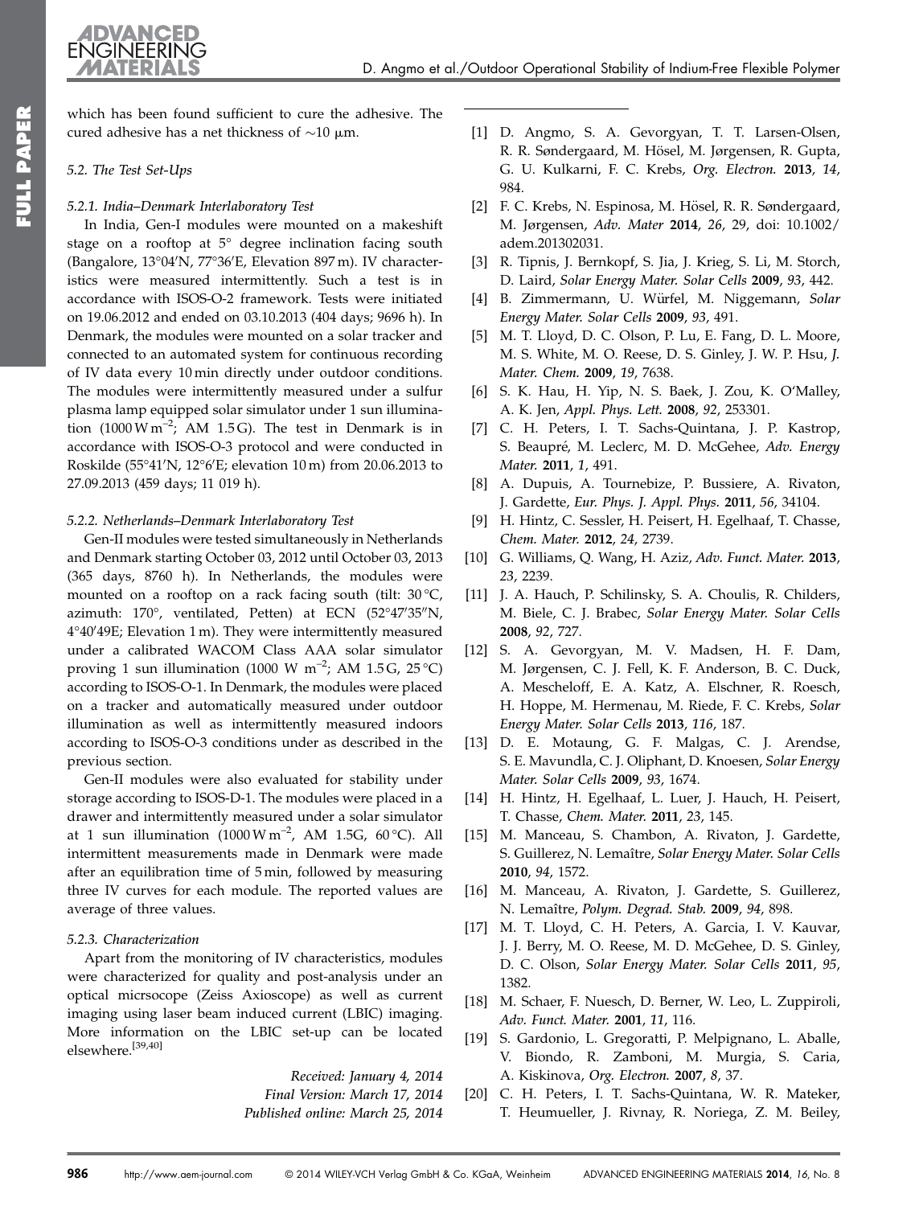which has been found sufficient to cure the adhesive. The cured adhesive has a net thickness of ~10 μm.

#### 5.2. The Test Set-Ups

##### 5.2.1. India–Denmark Interlaboratory Test

In India, Gen-I modules were mounted on a makeshift stage on a rooftop at 5° degree inclination facing south (Bangalore, 13°04′N, 77°36′E, Elevation 897 m). IV characteristics were measured intermittently. Such a test is in accordance with ISOS-O-2 framework. Tests were initiated on 19.06.2012 and ended on 03.10.2013 (404 days; 9696 h). In Denmark, the modules were mounted on a solar tracker and connected to an automated system for continuous recording of IV data every 10 min directly under outdoor conditions. The modules were intermittently measured under a sulfur plasma lamp equipped solar simulator under 1 sun illumination (1000 W m$^{-2}$; AM 1.5 G). The test in Denmark is in accordance with ISOS-O-3 protocol and were conducted in Roskilde (55°41′N, 12°6′E; elevation 10 m) from 20.06.2013 to 27.09.2013 (459 days; 11 019 h).

##### 5.2.2. Netherlands–Denmark Interlaboratory Test

Gen-II modules were tested simultaneously in Netherlands and Denmark starting October 03, 2012 until October 03, 2013 (365 days, 8760 h). In Netherlands, the modules were mounted on a rooftop on a rack facing south (tilt: 30 °C, azimuth: 170°, ventilated, Petten) at ECN (52°47′35″N, 4°40′49E; Elevation 1 m). They were intermittently measured under a calibrated WACOM Class AAA solar simulator proving 1 sun illumination (1000 W m$^{-2}$; AM 1.5 G, 25 °C) according to ISOS-O-1. In Denmark, the modules were placed on a tracker and automatically measured under outdoor illumination as well as intermittently measured indoors according to ISOS-O-3 conditions under as described in the previous section.

Gen-II modules were also evaluated for stability under storage according to ISOS-D-1. The modules were placed in a drawer and intermittently measured under a solar simulator at 1 sun illumination (1000 W m$^{-2}$, AM 1.5G, 60 °C). All intermittent measurements made in Denmark were made after an equilibration time of 5 min, followed by measuring three IV curves for each module. The reported values are average of three values.

##### 5.2.3. Characterization

Apart from the monitoring of IV characteristics, modules were characterized for quality and post-analysis under an optical micrsocope (Zeiss Axioscope) as well as current imaging using laser beam induced current (LBIC) imaging. More information on the LBIC set-up can be located elsewhere.[39,40]

*Received: January 4, 2014*
*Final Version: March 17, 2014*
*Published online: March 25, 2014*

---

[1] D. Angmo, S. A. Gevorgyan, T. T. Larsen-Olsen, R. R. Søndergaard, M. Hösel, M. Jørgensen, R. Gupta, G. U. Kulkarni, F. C. Krebs, *Org. Electron.* **2013**, *14*, 984.

[2] F. C. Krebs, N. Espinosa, M. Hösel, R. R. Søndergaard, M. Jørgensen, *Adv. Mater* **2014**, *26*, 29, doi: 10.1002/adem.201302031.

[3] R. Tipnis, J. Bernkopf, S. Jia, J. Krieg, S. Li, M. Storch, D. Laird, *Solar Energy Mater. Solar Cells* **2009**, *93*, 442.

[4] B. Zimmermann, U. Würfel, M. Niggemann, *Solar Energy Mater. Solar Cells* **2009**, *93*, 491.

[5] M. T. Lloyd, D. C. Olson, P. Lu, E. Fang, D. L. Moore, M. S. White, M. O. Reese, D. S. Ginley, J. W. P. Hsu, *J. Mater. Chem.* **2009**, *19*, 7638.

[6] S. K. Hau, H. Yip, N. S. Baek, J. Zou, K. O'Malley, A. K. Jen, *Appl. Phys. Lett.* **2008**, *92*, 253301.

[7] C. H. Peters, I. T. Sachs-Quintana, J. P. Kastrop, S. Beaupré, M. Leclerc, M. D. McGehee, *Adv. Energy Mater.* **2011**, *1*, 491.

[8] A. Dupuis, A. Tournebize, P. Bussiere, A. Rivaton, J. Gardette, *Eur. Phys. J. Appl. Phys.* **2011**, *56*, 34104.

[9] H. Hintz, C. Sessler, H. Peisert, H. Egelhaaf, T. Chasse, *Chem. Mater.* **2012**, *24*, 2739.

[10] G. Williams, Q. Wang, H. Aziz, *Adv. Funct. Mater.* **2013**, *23*, 2239.

[11] J. A. Hauch, P. Schilinsky, S. A. Choulis, R. Childers, M. Biele, C. J. Brabec, *Solar Energy Mater. Solar Cells* **2008**, *92*, 727.

[12] S. A. Gevorgyan, M. V. Madsen, H. F. Dam, M. Jørgensen, C. J. Fell, K. F. Anderson, B. C. Duck, A. Mescheloff, E. A. Katz, A. Elschner, R. Roesch, H. Hoppe, M. Hermenau, M. Riede, F. C. Krebs, *Solar Energy Mater. Solar Cells* **2013**, *116*, 187.

[13] D. E. Motaung, G. F. Malgas, C. J. Arendse, S. E. Mavundla, C. J. Oliphant, D. Knoesen, *Solar Energy Mater. Solar Cells* **2009**, *93*, 1674.

[14] H. Hintz, H. Egelhaaf, L. Luer, J. Hauch, H. Peisert, T. Chasse, *Chem. Mater.* **2011**, *23*, 145.

[15] M. Manceau, S. Chambon, A. Rivaton, J. Gardette, S. Guillerez, N. Lemaître, *Solar Energy Mater. Solar Cells* **2010**, *94*, 1572.

[16] M. Manceau, A. Rivaton, J. Gardette, S. Guillerez, N. Lemaître, *Polym. Degrad. Stab.* **2009**, *94*, 898.

[17] M. T. Lloyd, C. H. Peters, A. Garcia, I. V. Kauvar, J. J. Berry, M. O. Reese, M. D. McGehee, D. S. Ginley, D. C. Olson, *Solar Energy Mater. Solar Cells* **2011**, *95*, 1382.

[18] M. Schaer, F. Nuesch, D. Berner, W. Leo, L. Zuppiroli, *Adv. Funct. Mater.* **2001**, *11*, 116.

[19] S. Gardonio, L. Gregoratti, P. Melpignano, L. Aballe, V. Biondo, R. Zamboni, M. Murgia, S. Caria, A. Kiskinova, *Org. Electron.* **2007**, *8*, 37.

[20] C. H. Peters, I. T. Sachs-Quintana, W. R. Mateker, T. Heumueller, J. Rivnay, R. Noriega, Z. M. Beiley,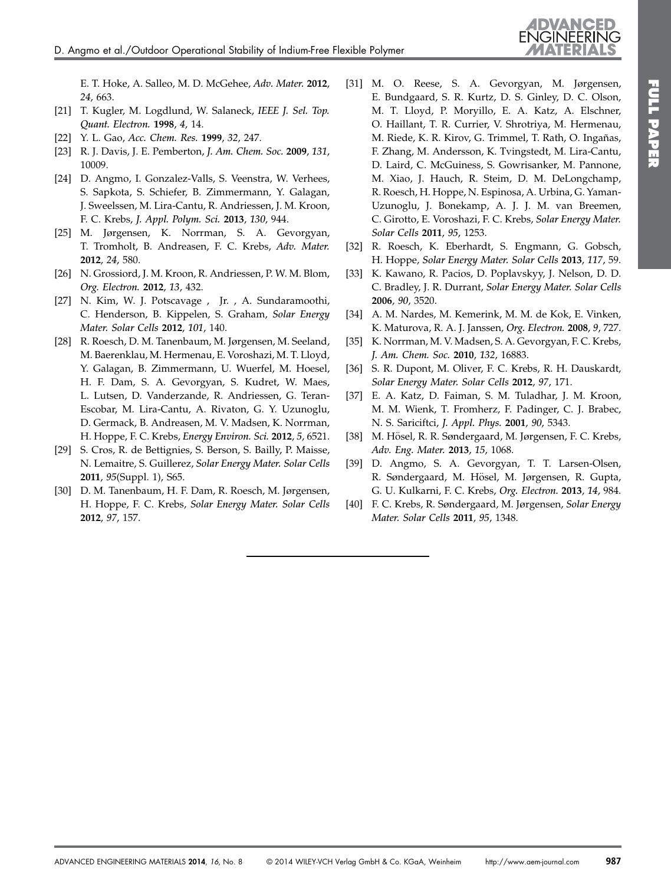E. T. Hoke, A. Salleo, M. D. McGehee, *Adv. Mater.* **2012**, *24*, 663.

[21] T. Kugler, M. Logdlund, W. Salaneck, *IEEE J. Sel. Top. Quant. Electron.* **1998**, *4*, 14.

[22] Y. L. Gao, *Acc. Chem. Res.* **1999**, *32*, 247.

[23] R. J. Davis, J. E. Pemberton, *J. Am. Chem. Soc.* **2009**, *131*, 10009.

[24] D. Angmo, I. Gonzalez-Valls, S. Veenstra, W. Verhees, S. Sapkota, S. Schiefer, B. Zimmermann, Y. Galagan, J. Sweelssen, M. Lira-Cantu, R. Andriessen, J. M. Kroon, F. C. Krebs, *J. Appl. Polym. Sci.* **2013**, *130*, 944.

[25] M. Jørgensen, K. Norrman, S. A. Gevorgyan, T. Tromholt, B. Andreasen, F. C. Krebs, *Adv. Mater.* **2012**, *24*, 580.

[26] N. Grossiord, J. M. Kroon, R. Andriessen, P. W. M. Blom, *Org. Electron.* **2012**, *13*, 432.

[27] N. Kim, W. J. Potscavage , Jr. , A. Sundaramoothi, C. Henderson, B. Kippelen, S. Graham, *Solar Energy Mater. Solar Cells* **2012**, *101*, 140.

[28] R. Roesch, D. M. Tanenbaum, M. Jørgensen, M. Seeland, M. Baerenklau, M. Hermenau, E. Voroshazi, M. T. Lloyd, Y. Galagan, B. Zimmermann, U. Wuerfel, M. Hoesel, H. F. Dam, S. A. Gevorgyan, S. Kudret, W. Maes, L. Lutsen, D. Vanderzande, R. Andriessen, G. Teran-Escobar, M. Lira-Cantu, A. Rivaton, G. Y. Uzunoglu, D. Germack, B. Andreasen, M. V. Madsen, K. Norrman, H. Hoppe, F. C. Krebs, *Energy Environ. Sci.* **2012**, *5*, 6521.

[29] S. Cros, R. de Bettignies, S. Berson, S. Bailly, P. Maisse, N. Lemaitre, S. Guillerez, *Solar Energy Mater. Solar Cells* **2011**, *95*(Suppl. 1), S65.

[30] D. M. Tanenbaum, H. F. Dam, R. Roesch, M. Jørgensen, H. Hoppe, F. C. Krebs, *Solar Energy Mater. Solar Cells* **2012**, *97*, 157.

[31] M. O. Reese, S. A. Gevorgyan, M. Jørgensen, E. Bundgaard, S. R. Kurtz, D. S. Ginley, D. C. Olson, M. T. Lloyd, P. Moryillo, E. A. Katz, A. Elschner, O. Haillant, T. R. Currier, V. Shrotriya, M. Hermenau, M. Riede, K. R. Kirov, G. Trimmel, T. Rath, O. Ingañas, F. Zhang, M. Andersson, K. Tvingstedt, M. Lira-Cantu, D. Laird, C. McGuiness, S. Gowrisanker, M. Pannone, M. Xiao, J. Hauch, R. Steim, D. M. DeLongchamp, R. Roesch, H. Hoppe, N. Espinosa, A. Urbina, G. Yaman-Uzunoglu, J. Bonekamp, A. J. J. M. van Breemen, C. Girotto, E. Voroshazi, F. C. Krebs, *Solar Energy Mater. Solar Cells* **2011**, *95*, 1253.

[32] R. Roesch, K. Eberhardt, S. Engmann, G. Gobsch, H. Hoppe, *Solar Energy Mater. Solar Cells* **2013**, *117*, 59.

[33] K. Kawano, R. Pacios, D. Poplavskyy, J. Nelson, D. D. C. Bradley, J. R. Durrant, *Solar Energy Mater. Solar Cells* **2006**, *90*, 3520.

[34] A. M. Nardes, M. Kemerink, M. M. de Kok, E. Vinken, K. Maturova, R. A. J. Janssen, *Org. Electron.* **2008**, *9*, 727.

[35] K. Norrman, M. V. Madsen, S. A. Gevorgyan, F. C. Krebs, *J. Am. Chem. Soc.* **2010**, *132*, 16883.

[36] S. R. Dupont, M. Oliver, F. C. Krebs, R. H. Dauskardt, *Solar Energy Mater. Solar Cells* **2012**, *97*, 171.

[37] E. A. Katz, D. Faiman, S. M. Tuladhar, J. M. Kroon, M. M. Wienk, T. Fromherz, F. Padinger, C. J. Brabec, N. S. Sariciftci, *J. Appl. Phys.* **2001**, *90*, 5343.

[38] M. Hösel, R. R. Søndergaard, M. Jørgensen, F. C. Krebs, *Adv. Eng. Mater.* **2013**, *15*, 1068.

[39] D. Angmo, S. A. Gevorgyan, T. T. Larsen-Olsen, R. Søndergaard, M. Hösel, M. Jørgensen, R. Gupta, G. U. Kulkarni, F. C. Krebs, *Org. Electron.* **2013**, *14*, 984.

[40] F. C. Krebs, R. Søndergaard, M. Jørgensen, *Solar Energy Mater. Solar Cells* **2011**, *95*, 1348.